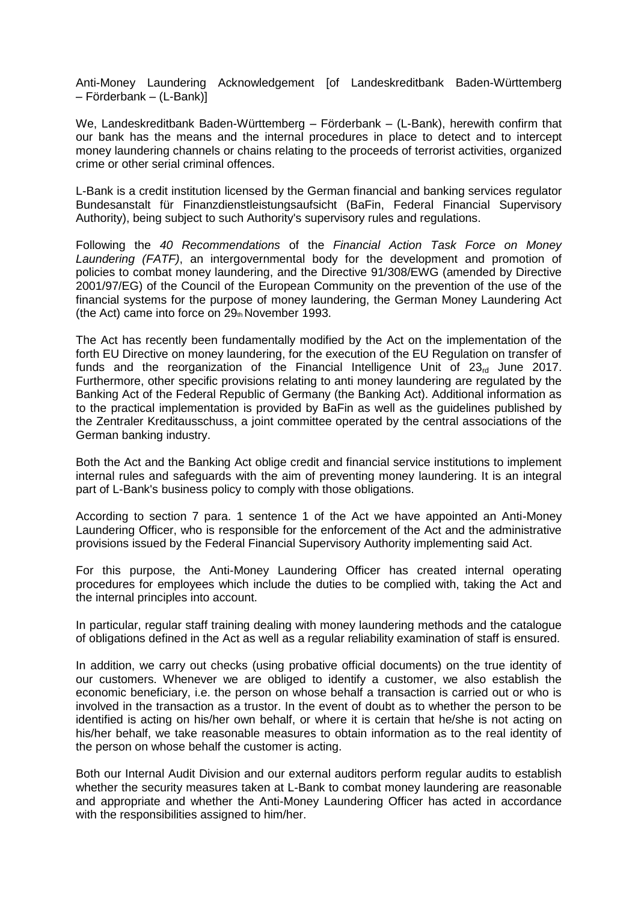Anti-Money Laundering Acknowledgement [of Landeskreditbank Baden-Württemberg – Förderbank – (L-Bank)]

We, Landeskreditbank Baden-Württemberg – Förderbank – (L-Bank), herewith confirm that our bank has the means and the internal procedures in place to detect and to intercept money laundering channels or chains relating to the proceeds of terrorist activities, organized crime or other serial criminal offences.

L-Bank is a credit institution licensed by the German financial and banking services regulator Bundesanstalt für Finanzdienstleistungsaufsicht (BaFin, Federal Financial Supervisory Authority), being subject to such Authority's supervisory rules and regulations.

Following the *40 Recommendations* of the *Financial Action Task Force on Money Laundering (FATF)*, an intergovernmental body for the development and promotion of policies to combat money laundering, and the Directive 91/308/EWG (amended by Directive 2001/97/EG) of the Council of the European Community on the prevention of the use of the financial systems for the purpose of money laundering, the German Money Laundering Act (the Act) came into force on 29th November 1993.

The Act has recently been fundamentally modified by the Act on the implementation of the forth EU Directive on money laundering, for the execution of the EU Regulation on transfer of funds and the reorganization of the Financial Intelligence Unit of 23rd June 2017. Furthermore, other specific provisions relating to anti money laundering are regulated by the Banking Act of the Federal Republic of Germany (the Banking Act). Additional information as to the practical implementation is provided by BaFin as well as the guidelines published by the Zentraler Kreditausschuss, a joint committee operated by the central associations of the German banking industry.

Both the Act and the Banking Act oblige credit and financial service institutions to implement internal rules and safeguards with the aim of preventing money laundering. It is an integral part of L-Bank's business policy to comply with those obligations.

According to section 7 para. 1 sentence 1 of the Act we have appointed an Anti-Money Laundering Officer, who is responsible for the enforcement of the Act and the administrative provisions issued by the Federal Financial Supervisory Authority implementing said Act.

For this purpose, the Anti-Money Laundering Officer has created internal operating procedures for employees which include the duties to be complied with, taking the Act and the internal principles into account.

In particular, regular staff training dealing with money laundering methods and the catalogue of obligations defined in the Act as well as a regular reliability examination of staff is ensured.

In addition, we carry out checks (using probative official documents) on the true identity of our customers. Whenever we are obliged to identify a customer, we also establish the economic beneficiary, i.e. the person on whose behalf a transaction is carried out or who is involved in the transaction as a trustor. In the event of doubt as to whether the person to be identified is acting on his/her own behalf, or where it is certain that he/she is not acting on his/her behalf, we take reasonable measures to obtain information as to the real identity of the person on whose behalf the customer is acting.

Both our Internal Audit Division and our external auditors perform regular audits to establish whether the security measures taken at L-Bank to combat money laundering are reasonable and appropriate and whether the Anti-Money Laundering Officer has acted in accordance with the responsibilities assigned to him/her.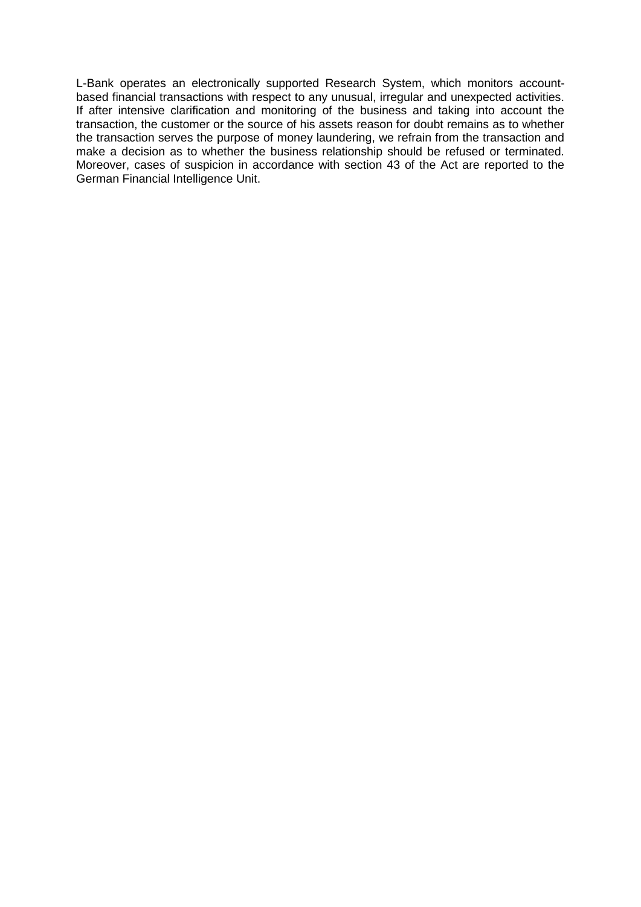L-Bank operates an electronically supported Research System, which monitors account-based financial transactions with respect to any unusual, irregular and unexpected activities. If after intensive clarification and monitoring of the business and taking into account the transaction, the customer or the source of his assets reason for doubt remains as to whether the transaction serves the purpose of money laundering, we refrain from the transaction and make a decision as to whether the business relationship should be refused or terminated. Moreover, cases of suspicion in accordance with section 43 of the Act are reported to the German Financial Intelligence Unit.